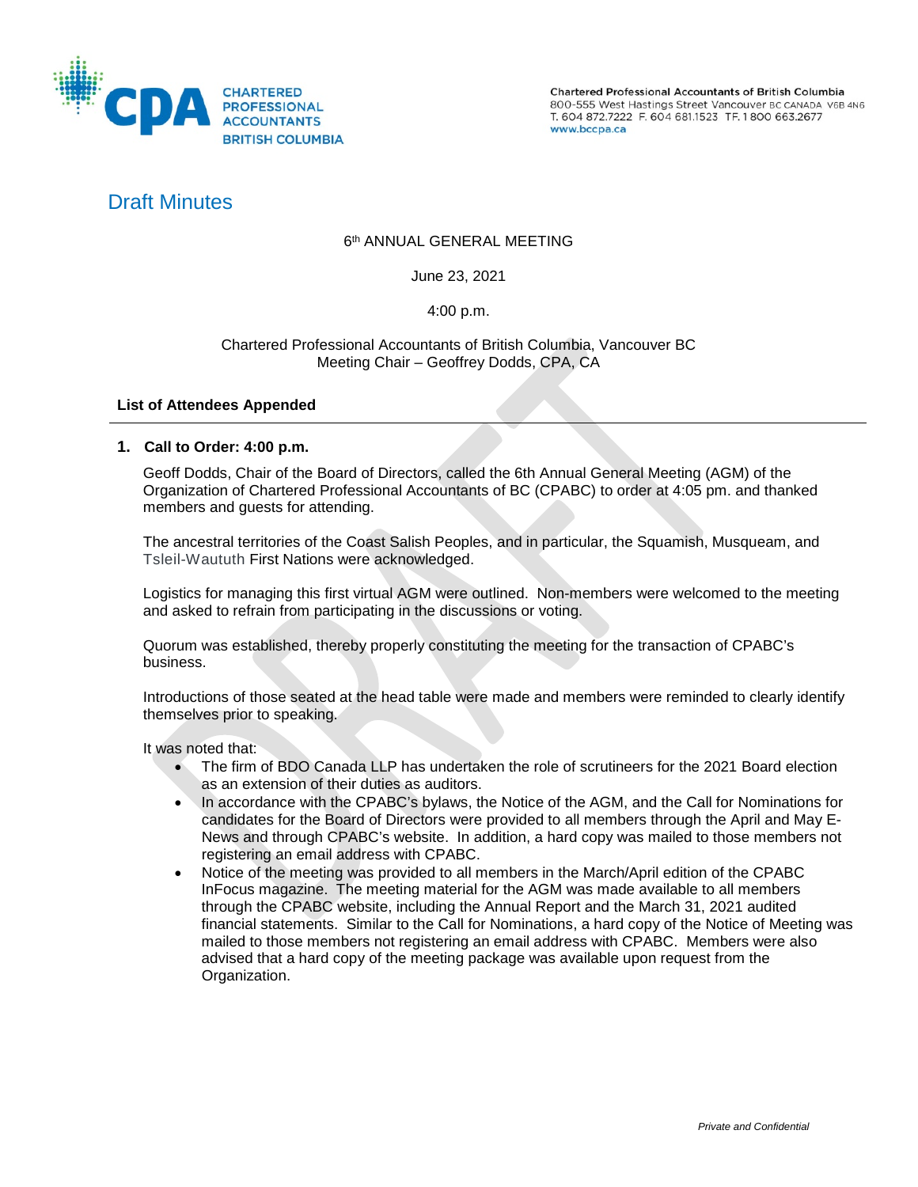CHARTERED PROFESSIONAL ACCOUNTANTS BRITISH COLUMBIA

Chartered Professional Accountants of British Columbia
800-555 West Hastings Street Vancouver BC CANADA V6B 4N6
T. 604 872.7222 F. 604 681.1523 TF. 1 800 663.2677
www.bccpa.ca

# Draft Minutes

6th ANNUAL GENERAL MEETING

June 23, 2021

4:00 p.m.

Chartered Professional Accountants of British Columbia, Vancouver BC
Meeting Chair – Geoffrey Dodds, CPA, CA

**List of Attendees Appended**

---

**1. Call to Order: 4:00 p.m.**

Geoff Dodds, Chair of the Board of Directors, called the 6th Annual General Meeting (AGM) of the Organization of Chartered Professional Accountants of BC (CPABC) to order at 4:05 pm. and thanked members and guests for attending.

The ancestral territories of the Coast Salish Peoples, and in particular, the Squamish, Musqueam, and Tsleil-Waututh First Nations were acknowledged.

Logistics for managing this first virtual AGM were outlined. Non-members were welcomed to the meeting and asked to refrain from participating in the discussions or voting.

Quorum was established, thereby properly constituting the meeting for the transaction of CPABC's business.

Introductions of those seated at the head table were made and members were reminded to clearly identify themselves prior to speaking.

It was noted that:

- The firm of BDO Canada LLP has undertaken the role of scrutineers for the 2021 Board election as an extension of their duties as auditors.
- In accordance with the CPABC's bylaws, the Notice of the AGM, and the Call for Nominations for candidates for the Board of Directors were provided to all members through the April and May E-News and through CPABC's website. In addition, a hard copy was mailed to those members not registering an email address with CPABC.
- Notice of the meeting was provided to all members in the March/April edition of the CPABC InFocus magazine. The meeting material for the AGM was made available to all members through the CPABC website, including the Annual Report and the March 31, 2021 audited financial statements. Similar to the Call for Nominations, a hard copy of the Notice of Meeting was mailed to those members not registering an email address with CPABC. Members were also advised that a hard copy of the meeting package was available upon request from the Organization.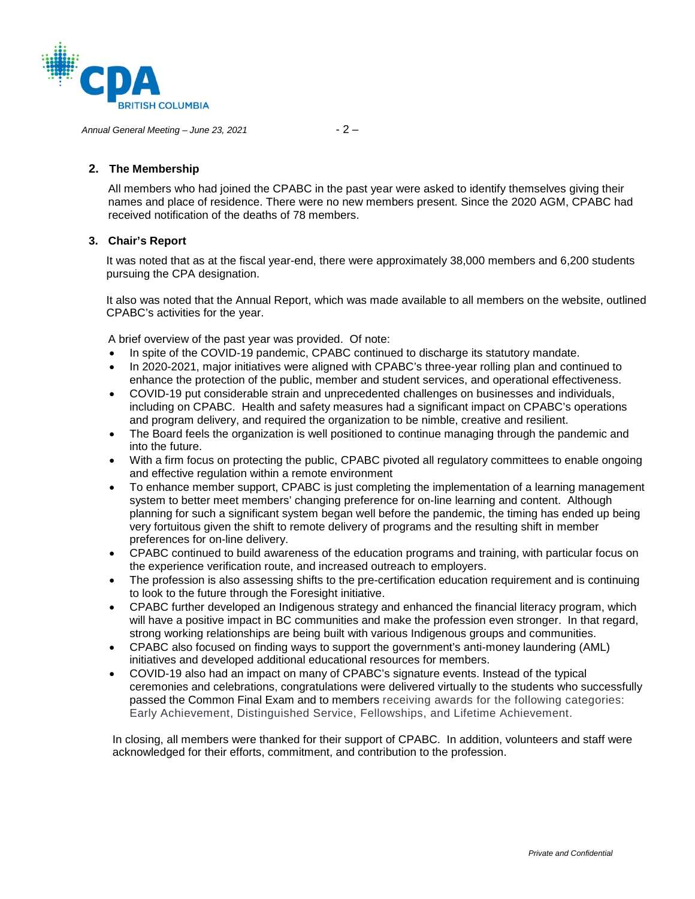## 2. The Membership

All members who had joined the CPABC in the past year were asked to identify themselves giving their names and place of residence. There were no new members present. Since the 2020 AGM, CPABC had received notification of the deaths of 78 members.

## 3. Chair's Report

It was noted that as at the fiscal year-end, there were approximately 38,000 members and 6,200 students pursuing the CPA designation.

It also was noted that the Annual Report, which was made available to all members on the website, outlined CPABC's activities for the year.

A brief overview of the past year was provided. Of note:

- In spite of the COVID-19 pandemic, CPABC continued to discharge its statutory mandate.
- In 2020-2021, major initiatives were aligned with CPABC's three-year rolling plan and continued to enhance the protection of the public, member and student services, and operational effectiveness.
- COVID-19 put considerable strain and unprecedented challenges on businesses and individuals, including on CPABC. Health and safety measures had a significant impact on CPABC's operations and program delivery, and required the organization to be nimble, creative and resilient.
- The Board feels the organization is well positioned to continue managing through the pandemic and into the future.
- With a firm focus on protecting the public, CPABC pivoted all regulatory committees to enable ongoing and effective regulation within a remote environment
- To enhance member support, CPABC is just completing the implementation of a learning management system to better meet members' changing preference for on-line learning and content. Although planning for such a significant system began well before the pandemic, the timing has ended up being very fortuitous given the shift to remote delivery of programs and the resulting shift in member preferences for on-line delivery.
- CPABC continued to build awareness of the education programs and training, with particular focus on the experience verification route, and increased outreach to employers.
- The profession is also assessing shifts to the pre-certification education requirement and is continuing to look to the future through the Foresight initiative.
- CPABC further developed an Indigenous strategy and enhanced the financial literacy program, which will have a positive impact in BC communities and make the profession even stronger. In that regard, strong working relationships are being built with various Indigenous groups and communities.
- CPABC also focused on finding ways to support the government's anti-money laundering (AML) initiatives and developed additional educational resources for members.
- COVID-19 also had an impact on many of CPABC's signature events. Instead of the typical ceremonies and celebrations, congratulations were delivered virtually to the students who successfully passed the Common Final Exam and to members receiving awards for the following categories: Early Achievement, Distinguished Service, Fellowships, and Lifetime Achievement.

In closing, all members were thanked for their support of CPABC. In addition, volunteers and staff were acknowledged for their efforts, commitment, and contribution to the profession.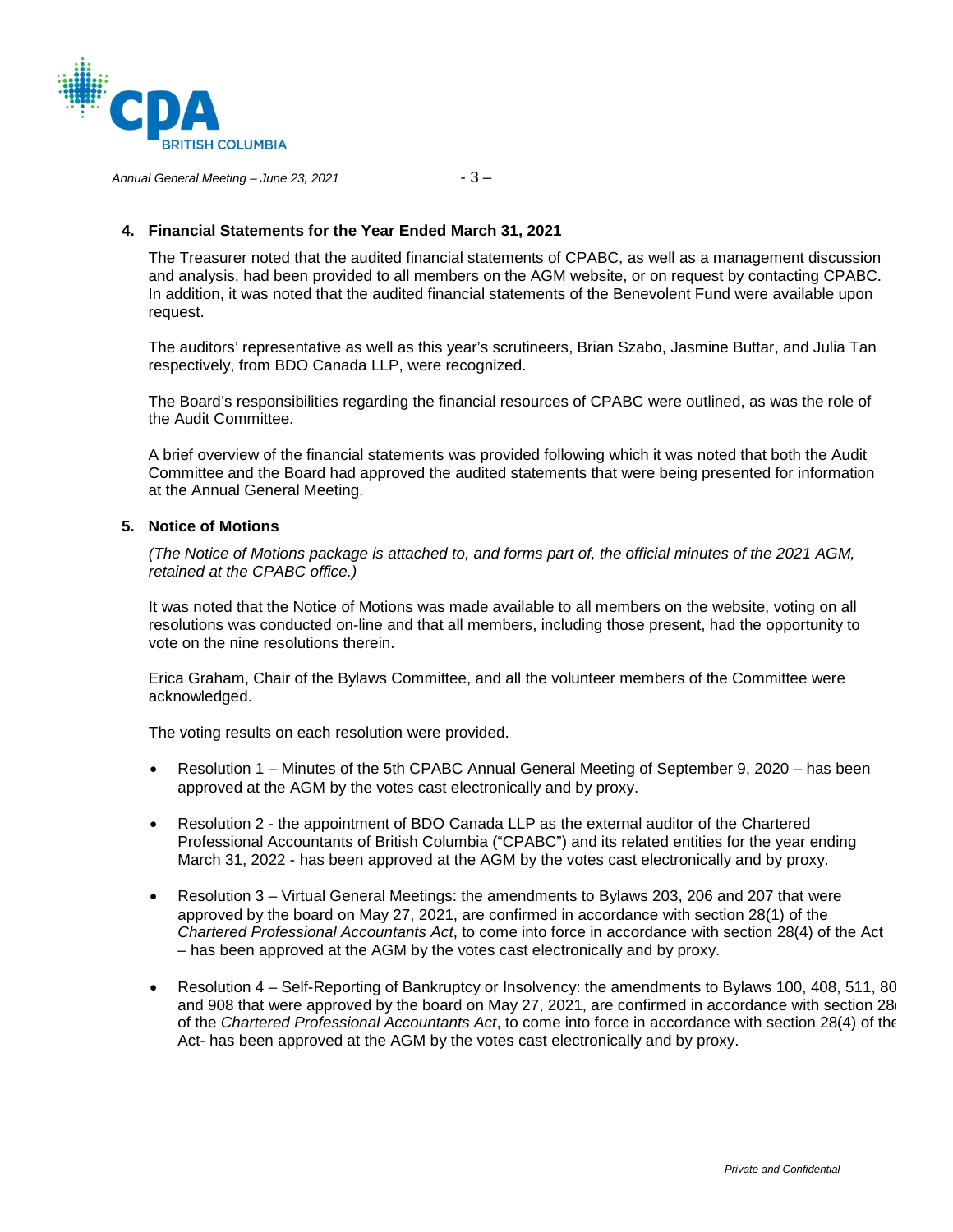## 4. Financial Statements for the Year Ended March 31, 2021

The Treasurer noted that the audited financial statements of CPABC, as well as a management discussion and analysis, had been provided to all members on the AGM website, or on request by contacting CPABC. In addition, it was noted that the audited financial statements of the Benevolent Fund were available upon request.

The auditors' representative as well as this year's scrutineers, Brian Szabo, Jasmine Buttar, and Julia Tan respectively, from BDO Canada LLP, were recognized.

The Board's responsibilities regarding the financial resources of CPABC were outlined, as was the role of the Audit Committee.

A brief overview of the financial statements was provided following which it was noted that both the Audit Committee and the Board had approved the audited statements that were being presented for information at the Annual General Meeting.

## 5. Notice of Motions

*(The Notice of Motions package is attached to, and forms part of, the official minutes of the 2021 AGM, retained at the CPABC office.)*

It was noted that the Notice of Motions was made available to all members on the website, voting on all resolutions was conducted on-line and that all members, including those present, had the opportunity to vote on the nine resolutions therein.

Erica Graham, Chair of the Bylaws Committee, and all the volunteer members of the Committee were acknowledged.

The voting results on each resolution were provided.

- Resolution 1 – Minutes of the 5th CPABC Annual General Meeting of September 9, 2020 – has been approved at the AGM by the votes cast electronically and by proxy.
- Resolution 2 - the appointment of BDO Canada LLP as the external auditor of the Chartered Professional Accountants of British Columbia ("CPABC") and its related entities for the year ending March 31, 2022 - has been approved at the AGM by the votes cast electronically and by proxy.
- Resolution 3 – Virtual General Meetings: the amendments to Bylaws 203, 206 and 207 that were approved by the board on May 27, 2021, are confirmed in accordance with section 28(1) of the *Chartered Professional Accountants Act*, to come into force in accordance with section 28(4) of the Act – has been approved at the AGM by the votes cast electronically and by proxy.
- Resolution 4 – Self-Reporting of Bankruptcy or Insolvency: the amendments to Bylaws 100, 408, 511, 80 and 908 that were approved by the board on May 27, 2021, are confirmed in accordance with section 28 of the *Chartered Professional Accountants Act*, to come into force in accordance with section 28(4) of the Act- has been approved at the AGM by the votes cast electronically and by proxy.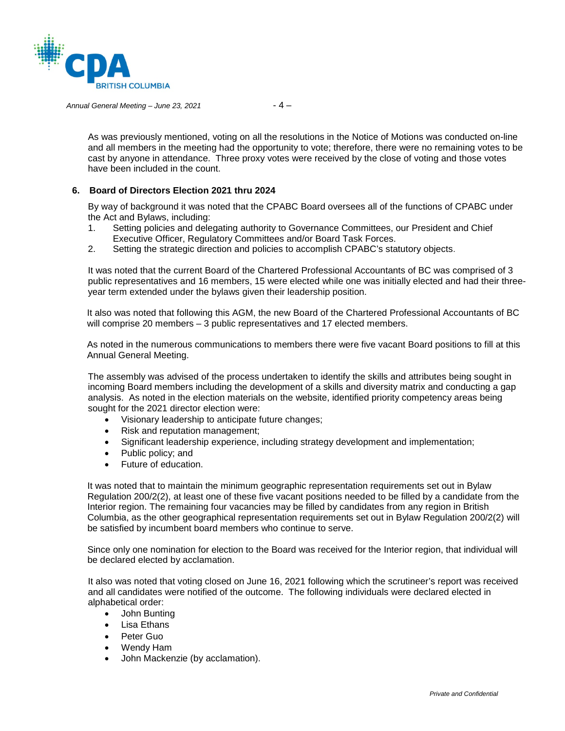As was previously mentioned, voting on all the resolutions in the Notice of Motions was conducted on-line and all members in the meeting had the opportunity to vote; therefore, there were no remaining votes to be cast by anyone in attendance. Three proxy votes were received by the close of voting and those votes have been included in the count.

## 6. Board of Directors Election 2021 thru 2024

By way of background it was noted that the CPABC Board oversees all of the functions of CPABC under the Act and Bylaws, including:

1. Setting policies and delegating authority to Governance Committees, our President and Chief Executive Officer, Regulatory Committees and/or Board Task Forces.
2. Setting the strategic direction and policies to accomplish CPABC's statutory objects.

It was noted that the current Board of the Chartered Professional Accountants of BC was comprised of 3 public representatives and 16 members, 15 were elected while one was initially elected and had their three-year term extended under the bylaws given their leadership position.

It also was noted that following this AGM, the new Board of the Chartered Professional Accountants of BC will comprise 20 members – 3 public representatives and 17 elected members.

As noted in the numerous communications to members there were five vacant Board positions to fill at this Annual General Meeting.

The assembly was advised of the process undertaken to identify the skills and attributes being sought in incoming Board members including the development of a skills and diversity matrix and conducting a gap analysis. As noted in the election materials on the website, identified priority competency areas being sought for the 2021 director election were:

- Visionary leadership to anticipate future changes;
- Risk and reputation management;
- Significant leadership experience, including strategy development and implementation;
- Public policy; and
- Future of education.

It was noted that to maintain the minimum geographic representation requirements set out in Bylaw Regulation 200/2(2), at least one of these five vacant positions needed to be filled by a candidate from the Interior region. The remaining four vacancies may be filled by candidates from any region in British Columbia, as the other geographical representation requirements set out in Bylaw Regulation 200/2(2) will be satisfied by incumbent board members who continue to serve.

Since only one nomination for election to the Board was received for the Interior region, that individual will be declared elected by acclamation.

It also was noted that voting closed on June 16, 2021 following which the scrutineer's report was received and all candidates were notified of the outcome. The following individuals were declared elected in alphabetical order:

- John Bunting
- Lisa Ethans
- Peter Guo
- Wendy Ham
- John Mackenzie (by acclamation).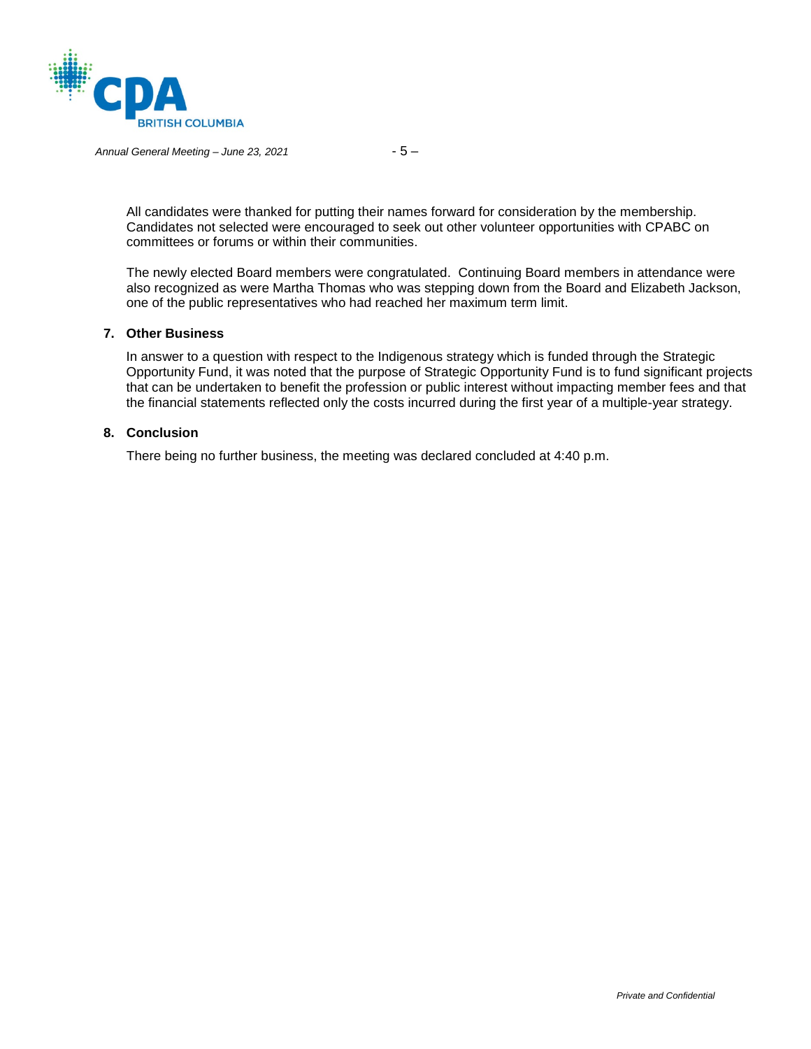All candidates were thanked for putting their names forward for consideration by the membership. Candidates not selected were encouraged to seek out other volunteer opportunities with CPABC on committees or forums or within their communities.

The newly elected Board members were congratulated. Continuing Board members in attendance were also recognized as were Martha Thomas who was stepping down from the Board and Elizabeth Jackson, one of the public representatives who had reached her maximum term limit.

## 7. Other Business

In answer to a question with respect to the Indigenous strategy which is funded through the Strategic Opportunity Fund, it was noted that the purpose of Strategic Opportunity Fund is to fund significant projects that can be undertaken to benefit the profession or public interest without impacting member fees and that the financial statements reflected only the costs incurred during the first year of a multiple-year strategy.

## 8. Conclusion

There being no further business, the meeting was declared concluded at 4:40 p.m.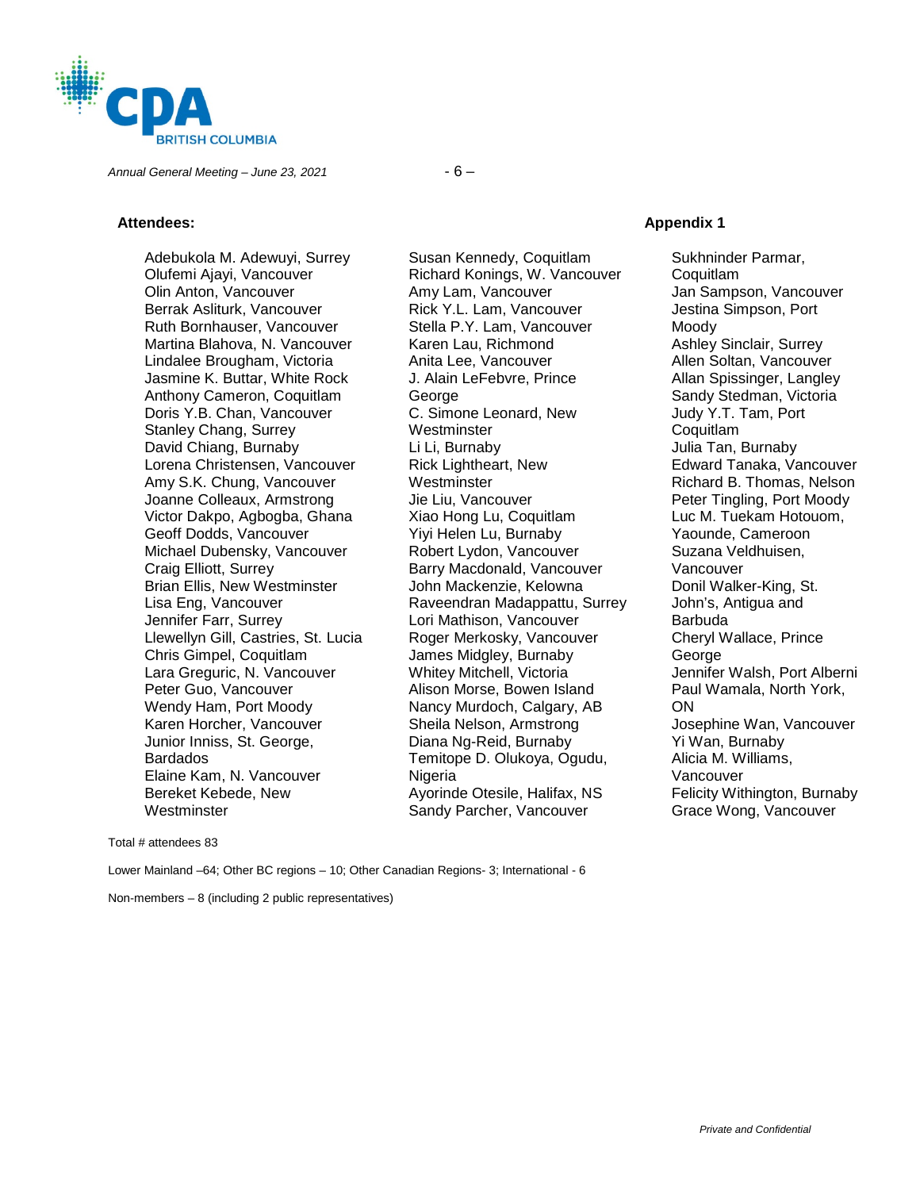## Attendees:

## Appendix 1

Adebukola M. Adewuyi, Surrey
Olufemi Ajayi, Vancouver
Olin Anton, Vancouver
Berrak Asliturk, Vancouver
Ruth Bornhauser, Vancouver
Martina Blahova, N. Vancouver
Lindalee Brougham, Victoria
Jasmine K. Buttar, White Rock
Anthony Cameron, Coquitlam
Doris Y.B. Chan, Vancouver
Stanley Chang, Surrey
David Chiang, Burnaby
Lorena Christensen, Vancouver
Amy S.K. Chung, Vancouver
Joanne Colleaux, Armstrong
Victor Dakpo, Agbogba, Ghana
Geoff Dodds, Vancouver
Michael Dubensky, Vancouver
Craig Elliott, Surrey
Brian Ellis, New Westminster
Lisa Eng, Vancouver
Jennifer Farr, Surrey
Llewellyn Gill, Castries, St. Lucia
Chris Gimpel, Coquitlam
Lara Greguric, N. Vancouver
Peter Guo, Vancouver
Wendy Ham, Port Moody
Karen Horcher, Vancouver
Junior Inniss, St. George, Bardados
Elaine Kam, N. Vancouver
Bereket Kebede, New Westminster
Susan Kennedy, Coquitlam
Richard Konings, W. Vancouver
Amy Lam, Vancouver
Rick Y.L. Lam, Vancouver
Stella P.Y. Lam, Vancouver
Karen Lau, Richmond
Anita Lee, Vancouver
J. Alain LeFebvre, Prince George
C. Simone Leonard, New Westminster
Li Li, Burnaby
Rick Lightheart, New Westminster
Jie Liu, Vancouver
Xiao Hong Lu, Coquitlam
Yiyi Helen Lu, Burnaby
Robert Lydon, Vancouver
Barry Macdonald, Vancouver
John Mackenzie, Kelowna
Raveendran Madappattu, Surrey
Lori Mathison, Vancouver
Roger Merkosky, Vancouver
James Midgley, Burnaby
Whitey Mitchell, Victoria
Alison Morse, Bowen Island
Nancy Murdoch, Calgary, AB
Sheila Nelson, Armstrong
Diana Ng-Reid, Burnaby
Temitope D. Olukoya, Ogudu, Nigeria
Ayorinde Otesile, Halifax, NS
Sandy Parcher, Vancouver
Sukhninder Parmar, Coquitlam
Jan Sampson, Vancouver
Jestina Simpson, Port Moody
Ashley Sinclair, Surrey
Allen Soltan, Vancouver
Allan Spissinger, Langley
Sandy Stedman, Victoria
Judy Y.T. Tam, Port Coquitlam
Julia Tan, Burnaby
Edward Tanaka, Vancouver
Richard B. Thomas, Nelson
Peter Tingling, Port Moody
Luc M. Tuekam Hotouom, Yaounde, Cameroon
Suzana Veldhuisen, Vancouver
Donil Walker-King, St. John's, Antigua and Barbuda
Cheryl Wallace, Prince George
Jennifer Walsh, Port Alberni
Paul Wamala, North York, ON
Josephine Wan, Vancouver
Yi Wan, Burnaby
Alicia M. Williams, Vancouver
Felicity Withington, Burnaby
Grace Wong, Vancouver

Total # attendees 83

Lower Mainland –64; Other BC regions – 10; Other Canadian Regions- 3; International - 6

Non-members – 8 (including 2 public representatives)